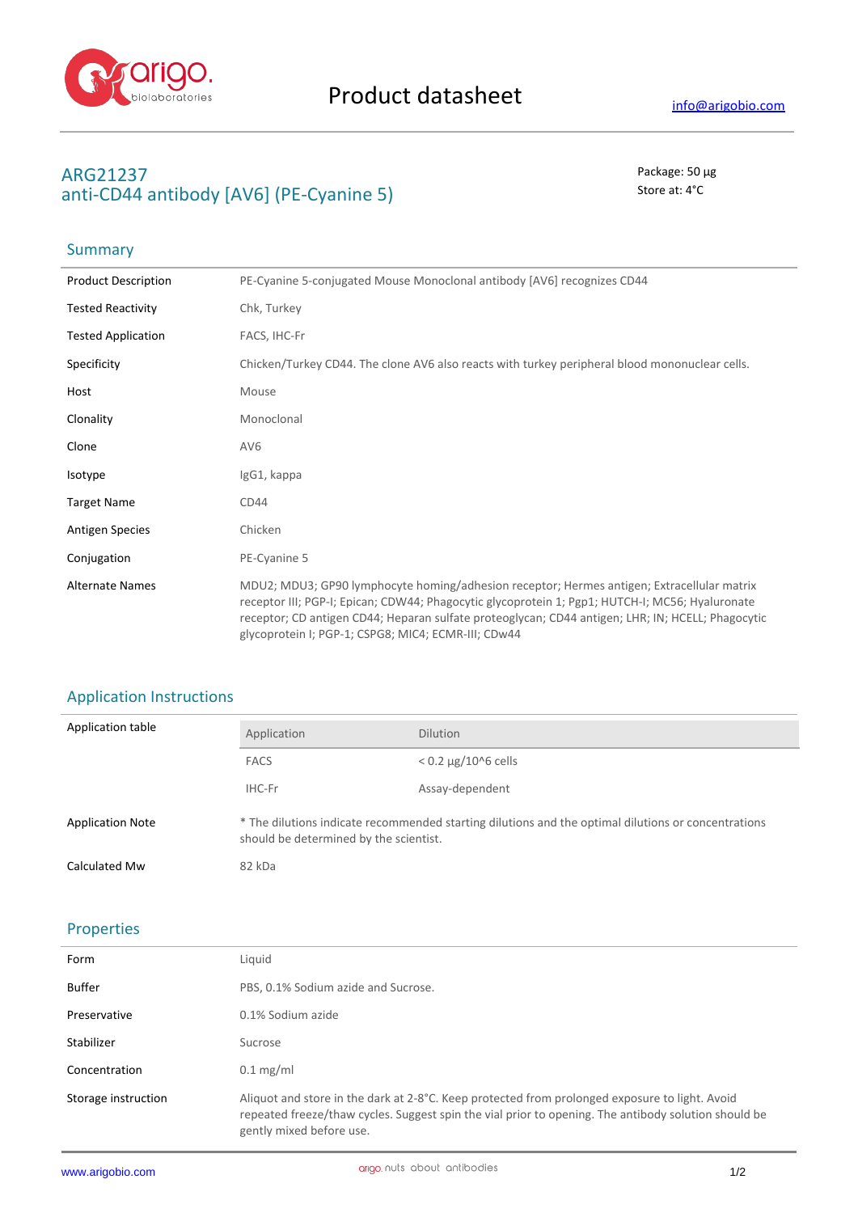# Product datasheet

info@arigobio.com

## ARG21237
## anti-CD44 antibody [AV6] (PE-Cyanine 5)

Package: 50 μg
Store at: 4°C

## Summary

| | |
|---|---|
| Product Description | PE-Cyanine 5-conjugated Mouse Monoclonal antibody [AV6] recognizes CD44 |
| Tested Reactivity | Chk, Turkey |
| Tested Application | FACS, IHC-Fr |
| Specificity | Chicken/Turkey CD44. The clone AV6 also reacts with turkey peripheral blood mononuclear cells. |
| Host | Mouse |
| Clonality | Monoclonal |
| Clone | AV6 |
| Isotype | IgG1, kappa |
| Target Name | CD44 |
| Antigen Species | Chicken |
| Conjugation | PE-Cyanine 5 |
| Alternate Names | MDU2; MDU3; GP90 lymphocyte homing/adhesion receptor; Hermes antigen; Extracellular matrix receptor III; PGP-I; Epican; CDW44; Phagocytic glycoprotein 1; Pgp1; HUTCH-I; MC56; Hyaluronate receptor; CD antigen CD44; Heparan sulfate proteoglycan; CD44 antigen; LHR; IN; HCELL; Phagocytic glycoprotein I; PGP-1; CSPG8; MIC4; ECMR-III; CDw44 |

## Application Instructions

**Application table**

| Application | Dilution |
|---|---|
| FACS | < 0.2 μg/10^6 cells |
| IHC-Fr | Assay-dependent |

| | |
|---|---|
| Application Note | * The dilutions indicate recommended starting dilutions and the optimal dilutions or concentrations should be determined by the scientist. |
| Calculated Mw | 82 kDa |

## Properties

| | |
|---|---|
| Form | Liquid |
| Buffer | PBS, 0.1% Sodium azide and Sucrose. |
| Preservative | 0.1% Sodium azide |
| Stabilizer | Sucrose |
| Concentration | 0.1 mg/ml |
| Storage instruction | Aliquot and store in the dark at 2-8°C. Keep protected from prolonged exposure to light. Avoid repeated freeze/thaw cycles. Suggest spin the vial prior to opening. The antibody solution should be gently mixed before use. |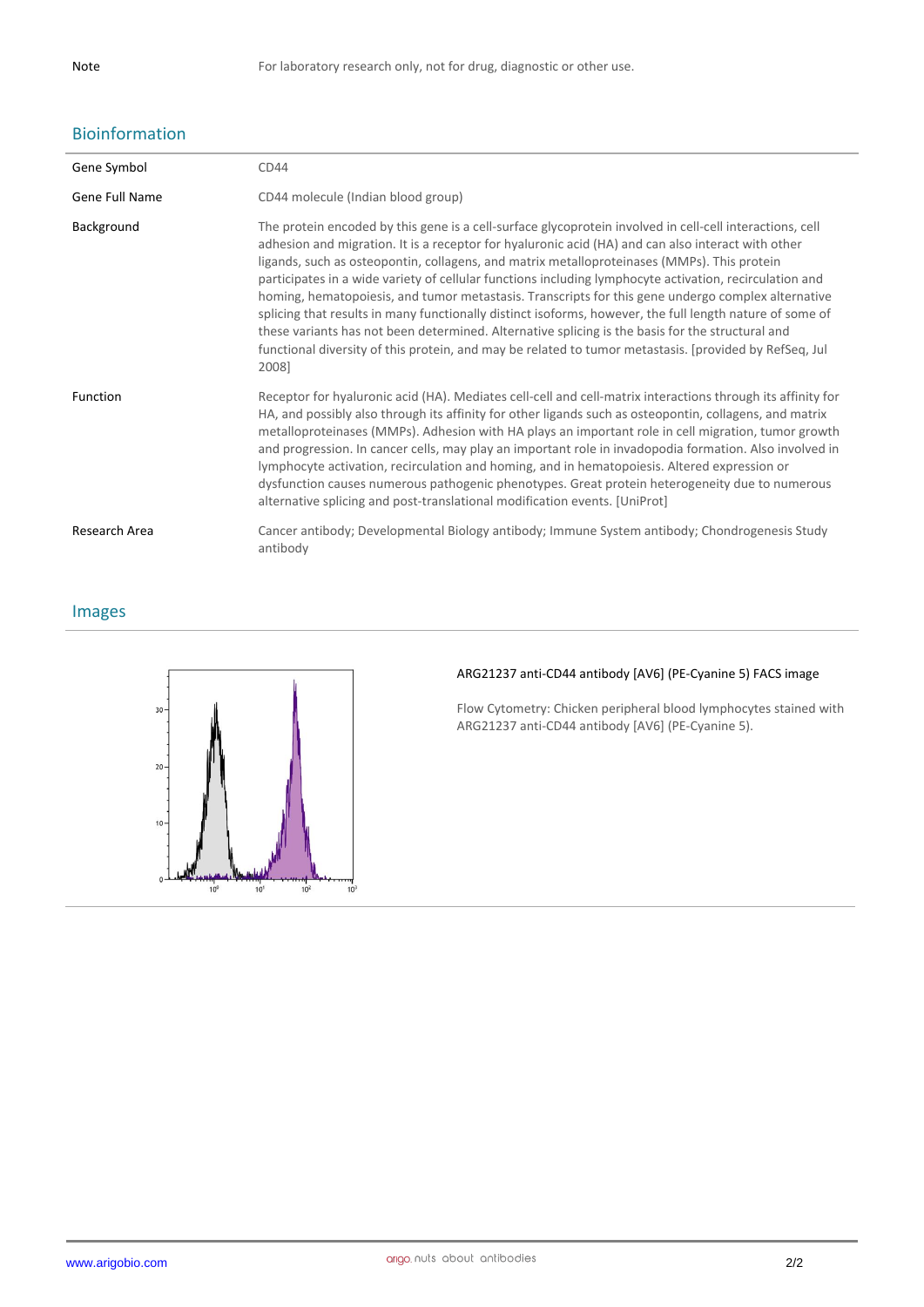| | |
|---|---|
| Note | For laboratory research only, not for drug, diagnostic or other use. |

## Bioinformation

| | |
|---|---|
| Gene Symbol | CD44 |
| Gene Full Name | CD44 molecule (Indian blood group) |
| Background | The protein encoded by this gene is a cell-surface glycoprotein involved in cell-cell interactions, cell adhesion and migration. It is a receptor for hyaluronic acid (HA) and can also interact with other ligands, such as osteopontin, collagens, and matrix metalloproteinases (MMPs). This protein participates in a wide variety of cellular functions including lymphocyte activation, recirculation and homing, hematopoiesis, and tumor metastasis. Transcripts for this gene undergo complex alternative splicing that results in many functionally distinct isoforms, however, the full length nature of some of these variants has not been determined. Alternative splicing is the basis for the structural and functional diversity of this protein, and may be related to tumor metastasis. [provided by RefSeq, Jul 2008] |
| Function | Receptor for hyaluronic acid (HA). Mediates cell-cell and cell-matrix interactions through its affinity for HA, and possibly also through its affinity for other ligands such as osteopontin, collagens, and matrix metalloproteinases (MMPs). Adhesion with HA plays an important role in cell migration, tumor growth and progression. In cancer cells, may play an important role in invadopodia formation. Also involved in lymphocyte activation, recirculation and homing, and in hematopoiesis. Altered expression or dysfunction causes numerous pathogenic phenotypes. Great protein heterogeneity due to numerous alternative splicing and post-translational modification events. [UniProt] |
| Research Area | Cancer antibody; Developmental Biology antibody; Immune System antibody; Chondrogenesis Study antibody |

## Images

30
20
10
0
$10^0$
$10^1$
$10^2$
$10^3$

**ARG21237 anti-CD44 antibody [AV6] (PE-Cyanine 5) FACS image**

Flow Cytometry: Chicken peripheral blood lymphocytes stained with ARG21237 anti-CD44 antibody [AV6] (PE-Cyanine 5).